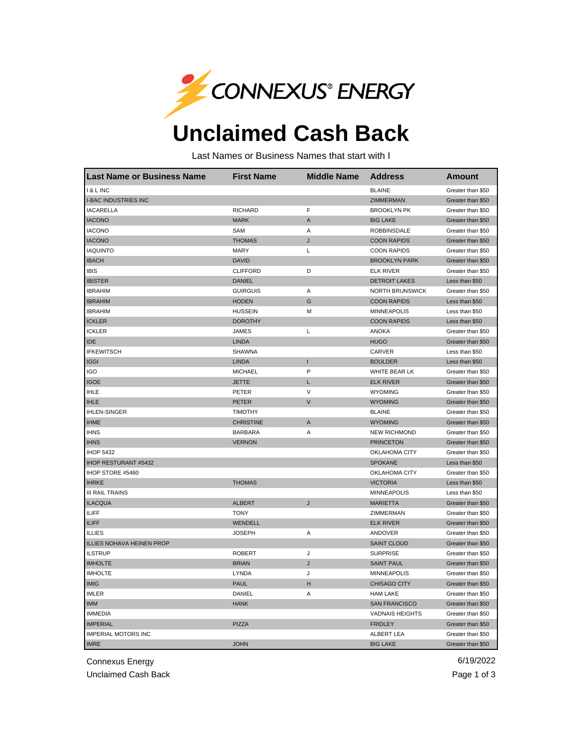CONNEXUS® ENERGY

# Unclaimed Cash Back

Last Names or Business Names that start with I

| Last Name or Business Name | First Name | Middle Name | Address | Amount |
|---|---|---|---|---|
| I & L INC | | | BLAINE | Greater than $50 |
| I-BAC INDUSTRIES INC | | | ZIMMERMAN | Greater than $50 |
| IACARELLA | RICHARD | F | BROOKLYN PK | Greater than $50 |
| IACONO | MARK | A | BIG LAKE | Greater than $50 |
| IACONO | SAM | A | ROBBINSDALE | Greater than $50 |
| IACONO | THOMAS | J | COON RAPIDS | Greater than $50 |
| IAQUINTO | MARY | L | COON RAPIDS | Greater than $50 |
| IBACH | DAVID | | BROOKLYN PARK | Greater than $50 |
| IBIS | CLIFFORD | D | ELK RIVER | Greater than $50 |
| IBISTER | DANIEL | | DETROIT LAKES | Less than $50 |
| IBRAHIM | GUIRGUIS | A | NORTH BRUNSWICK | Greater than $50 |
| IBRAHIM | HODEN | G | COON RAPIDS | Less than $50 |
| IBRAHIM | HUSSEIN | M | MINNEAPOLIS | Less than $50 |
| ICKLER | DOROTHY | | COON RAPIDS | Less than $50 |
| ICKLER | JAMES | L | ANOKA | Greater than $50 |
| IDE | LINDA | | HUGO | Greater than $50 |
| IFKEWITSCH | SHAWNA | | CARVER | Less than $50 |
| IGGI | LINDA | I | BOULDER | Less than $50 |
| IGO | MICHAEL | P | WHITE BEAR LK | Greater than $50 |
| IGOE | JETTE | L | ELK RIVER | Greater than $50 |
| IHLE | PETER | V | WYOMING | Greater than $50 |
| IHLE | PETER | V | WYOMING | Greater than $50 |
| IHLEN-SINGER | TIMOTHY | | BLAINE | Greater than $50 |
| IHME | CHRISTINE | A | WYOMING | Greater than $50 |
| IHNS | BARBARA | A | NEW RICHMOND | Greater than $50 |
| IHNS | VERNON | | PRINCETON | Greater than $50 |
| IHOP 5432 | | | OKLAHOMA CITY | Greater than $50 |
| IHOP RESTURANT #5432 | | | SPOKANE | Less than $50 |
| IHOP STORE #5460 | | | OKLAHOMA CITY | Greater than $50 |
| IHRKE | THOMAS | | VICTORIA | Less than $50 |
| III RAIL TRAINS | | | MINNEAPOLIS | Less than $50 |
| ILACQUA | ALBERT | J | MARIETTA | Greater than $50 |
| ILIFF | TONY | | ZIMMERMAN | Greater than $50 |
| ILIFF | WENDELL | | ELK RIVER | Greater than $50 |
| ILLIES | JOSEPH | A | ANDOVER | Greater than $50 |
| ILLIES NOHAVA HEINEN PROP | | | SAINT CLOUD | Greater than $50 |
| ILSTRUP | ROBERT | J | SURPRISE | Greater than $50 |
| IMHOLTE | BRIAN | J | SAINT PAUL | Greater than $50 |
| IMHOLTE | LYNDA | J | MINNEAPOLIS | Greater than $50 |
| IMIG | PAUL | H | CHISAGO CITY | Greater than $50 |
| IMLER | DANIEL | A | HAM LAKE | Greater than $50 |
| IMM | HANK | | SAN FRANCISCO | Greater than $50 |
| IMMEDIA | | | VADNAIS HEIGHTS | Greater than $50 |
| IMPERIAL | PIZZA | | FRIDLEY | Greater than $50 |
| IMPERIAL MOTORS INC | | | ALBERT LEA | Greater than $50 |
| IMRE | JOHN | | BIG LAKE | Greater than $50 |

Connexus Energy
Unclaimed Cash Back

6/19/2022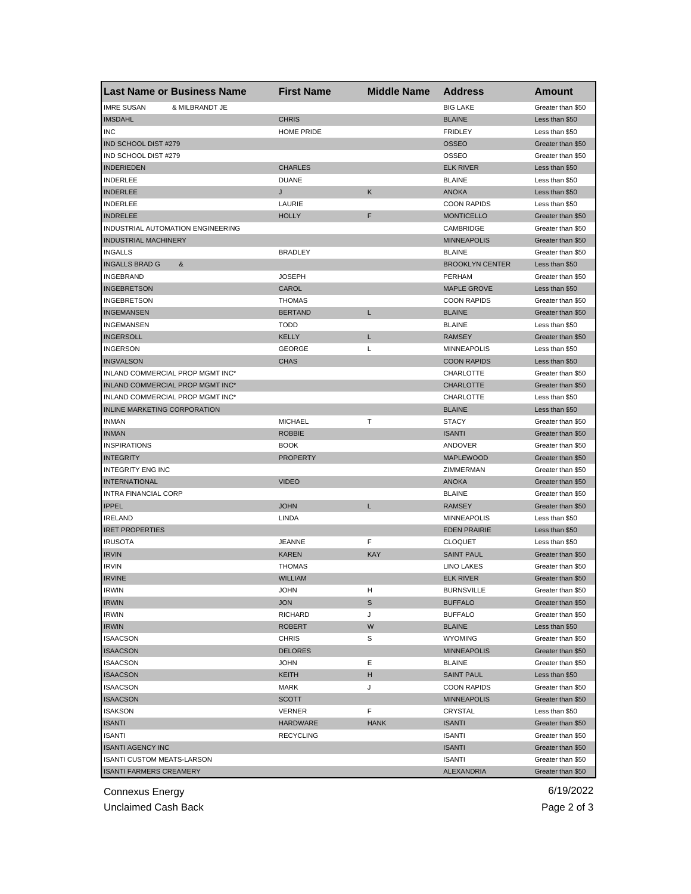| Last Name or Business Name | First Name | Middle Name | Address | Amount |
|---|---|---|---|---|
| IMRE SUSAN & MILBRANDT JE | | | BIG LAKE | Greater than $50 |
| IMSDAHL | CHRIS | | BLAINE | Less than $50 |
| INC | HOME PRIDE | | FRIDLEY | Less than $50 |
| IND SCHOOL DIST #279 | | | OSSEO | Greater than $50 |
| IND SCHOOL DIST #279 | | | OSSEO | Greater than $50 |
| INDERIEDEN | CHARLES | | ELK RIVER | Less than $50 |
| INDERLEE | DUANE | | BLAINE | Less than $50 |
| INDERLEE | J | K | ANOKA | Less than $50 |
| INDERLEE | LAURIE | | COON RAPIDS | Less than $50 |
| INDRELEE | HOLLY | F | MONTICELLO | Greater than $50 |
| INDUSTRIAL AUTOMATION ENGINEERING | | | CAMBRIDGE | Greater than $50 |
| INDUSTRIAL MACHINERY | | | MINNEAPOLIS | Greater than $50 |
| INGALLS | BRADLEY | | BLAINE | Greater than $50 |
| INGALLS BRAD G & | | | BROOKLYN CENTER | Less than $50 |
| INGEBRAND | JOSEPH | | PERHAM | Greater than $50 |
| INGEBRETSON | CAROL | | MAPLE GROVE | Less than $50 |
| INGEBRETSON | THOMAS | | COON RAPIDS | Greater than $50 |
| INGEMANSEN | BERTAND | L | BLAINE | Greater than $50 |
| INGEMANSEN | TODD | | BLAINE | Less than $50 |
| INGERSOLL | KELLY | L | RAMSEY | Greater than $50 |
| INGERSON | GEORGE | L | MINNEAPOLIS | Less than $50 |
| INGVALSON | CHAS | | COON RAPIDS | Less than $50 |
| INLAND COMMERCIAL PROP MGMT INC* | | | CHARLOTTE | Greater than $50 |
| INLAND COMMERCIAL PROP MGMT INC* | | | CHARLOTTE | Greater than $50 |
| INLAND COMMERCIAL PROP MGMT INC* | | | CHARLOTTE | Less than $50 |
| INLINE MARKETING CORPORATION | | | BLAINE | Less than $50 |
| INMAN | MICHAEL | T | STACY | Greater than $50 |
| INMAN | ROBBIE | | ISANTI | Greater than $50 |
| INSPIRATIONS | BOOK | | ANDOVER | Greater than $50 |
| INTEGRITY | PROPERTY | | MAPLEWOOD | Greater than $50 |
| INTEGRITY ENG INC | | | ZIMMERMAN | Greater than $50 |
| INTERNATIONAL | VIDEO | | ANOKA | Greater than $50 |
| INTRA FINANCIAL CORP | | | BLAINE | Greater than $50 |
| IPPEL | JOHN | L | RAMSEY | Greater than $50 |
| IRELAND | LINDA | | MINNEAPOLIS | Less than $50 |
| IRET PROPERTIES | | | EDEN PRAIRIE | Less than $50 |
| IRUSOTA | JEANNE | F | CLOQUET | Less than $50 |
| IRVIN | KAREN | KAY | SAINT PAUL | Greater than $50 |
| IRVIN | THOMAS | | LINO LAKES | Greater than $50 |
| IRVINE | WILLIAM | | ELK RIVER | Greater than $50 |
| IRWIN | JOHN | H | BURNSVILLE | Greater than $50 |
| IRWIN | JON | S | BUFFALO | Greater than $50 |
| IRWIN | RICHARD | J | BUFFALO | Greater than $50 |
| IRWIN | ROBERT | W | BLAINE | Less than $50 |
| ISAACSON | CHRIS | S | WYOMING | Greater than $50 |
| ISAACSON | DELORES | | MINNEAPOLIS | Greater than $50 |
| ISAACSON | JOHN | E | BLAINE | Greater than $50 |
| ISAACSON | KEITH | H | SAINT PAUL | Less than $50 |
| ISAACSON | MARK | J | COON RAPIDS | Greater than $50 |
| ISAACSON | SCOTT | | MINNEAPOLIS | Greater than $50 |
| ISAKSON | VERNER | F | CRYSTAL | Less than $50 |
| ISANTI | HARDWARE | HANK | ISANTI | Greater than $50 |
| ISANTI | RECYCLING | | ISANTI | Greater than $50 |
| ISANTI AGENCY INC | | | ISANTI | Greater than $50 |
| ISANTI CUSTOM MEATS-LARSON | | | ISANTI | Greater than $50 |
| ISANTI FARMERS CREAMERY | | | ALEXANDRIA | Greater than $50 |

Connexus Energy
Unclaimed Cash Back

6/19/2022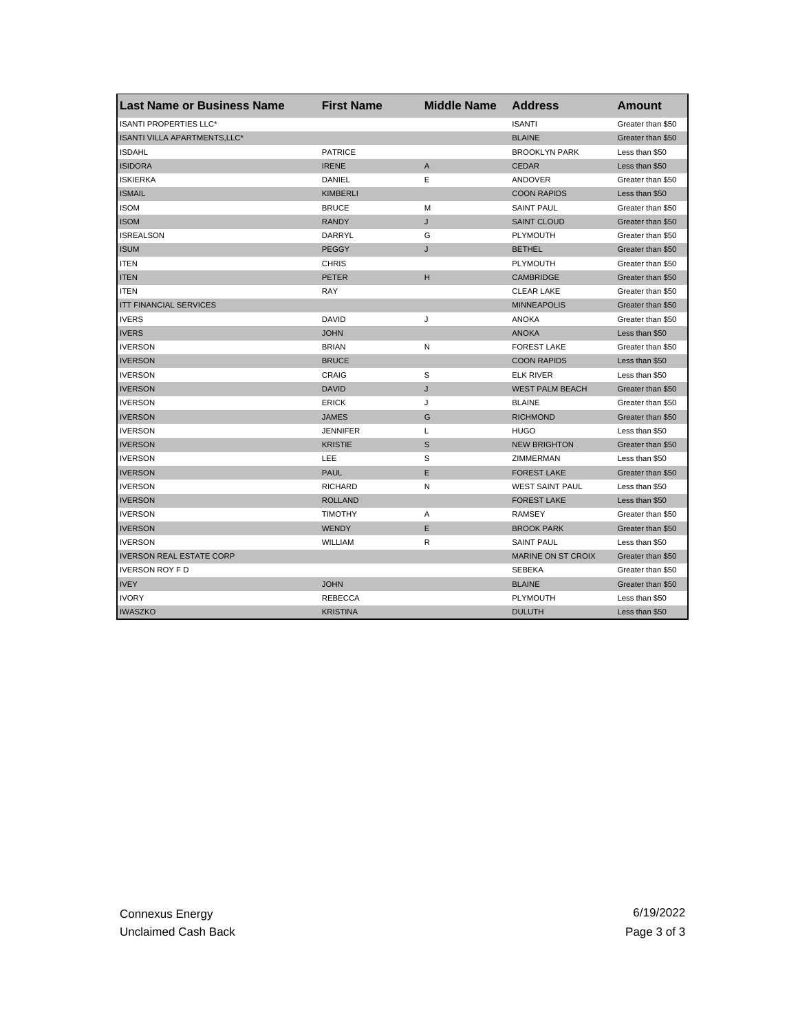| Last Name or Business Name | First Name | Middle Name | Address | Amount |
|---|---|---|---|---|
| ISANTI PROPERTIES LLC* | | | ISANTI | Greater than $50 |
| ISANTI VILLA APARTMENTS,LLC* | | | BLAINE | Greater than $50 |
| ISDAHL | PATRICE | | BROOKLYN PARK | Less than $50 |
| ISIDORA | IRENE | A | CEDAR | Less than $50 |
| ISKIERKA | DANIEL | E | ANDOVER | Greater than $50 |
| ISMAIL | KIMBERLI | | COON RAPIDS | Less than $50 |
| ISOM | BRUCE | M | SAINT PAUL | Greater than $50 |
| ISOM | RANDY | J | SAINT CLOUD | Greater than $50 |
| ISREALSON | DARRYL | G | PLYMOUTH | Greater than $50 |
| ISUM | PEGGY | J | BETHEL | Greater than $50 |
| ITEN | CHRIS | | PLYMOUTH | Greater than $50 |
| ITEN | PETER | H | CAMBRIDGE | Greater than $50 |
| ITEN | RAY | | CLEAR LAKE | Greater than $50 |
| ITT FINANCIAL SERVICES | | | MINNEAPOLIS | Greater than $50 |
| IVERS | DAVID | J | ANOKA | Greater than $50 |
| IVERS | JOHN | | ANOKA | Less than $50 |
| IVERSON | BRIAN | N | FOREST LAKE | Greater than $50 |
| IVERSON | BRUCE | | COON RAPIDS | Less than $50 |
| IVERSON | CRAIG | S | ELK RIVER | Less than $50 |
| IVERSON | DAVID | J | WEST PALM BEACH | Greater than $50 |
| IVERSON | ERICK | J | BLAINE | Greater than $50 |
| IVERSON | JAMES | G | RICHMOND | Greater than $50 |
| IVERSON | JENNIFER | L | HUGO | Less than $50 |
| IVERSON | KRISTIE | S | NEW BRIGHTON | Greater than $50 |
| IVERSON | LEE | S | ZIMMERMAN | Less than $50 |
| IVERSON | PAUL | E | FOREST LAKE | Greater than $50 |
| IVERSON | RICHARD | N | WEST SAINT PAUL | Less than $50 |
| IVERSON | ROLLAND | | FOREST LAKE | Less than $50 |
| IVERSON | TIMOTHY | A | RAMSEY | Greater than $50 |
| IVERSON | WENDY | E | BROOK PARK | Greater than $50 |
| IVERSON | WILLIAM | R | SAINT PAUL | Less than $50 |
| IVERSON REAL ESTATE CORP | | | MARINE ON ST CROIX | Greater than $50 |
| IVERSON ROY F D | | | SEBEKA | Greater than $50 |
| IVEY | JOHN | | BLAINE | Greater than $50 |
| IVORY | REBECCA | | PLYMOUTH | Less than $50 |
| IWASZKO | KRISTINA | | DULUTH | Less than $50 |

Connexus Energy
Unclaimed Cash Back

6/19/2022